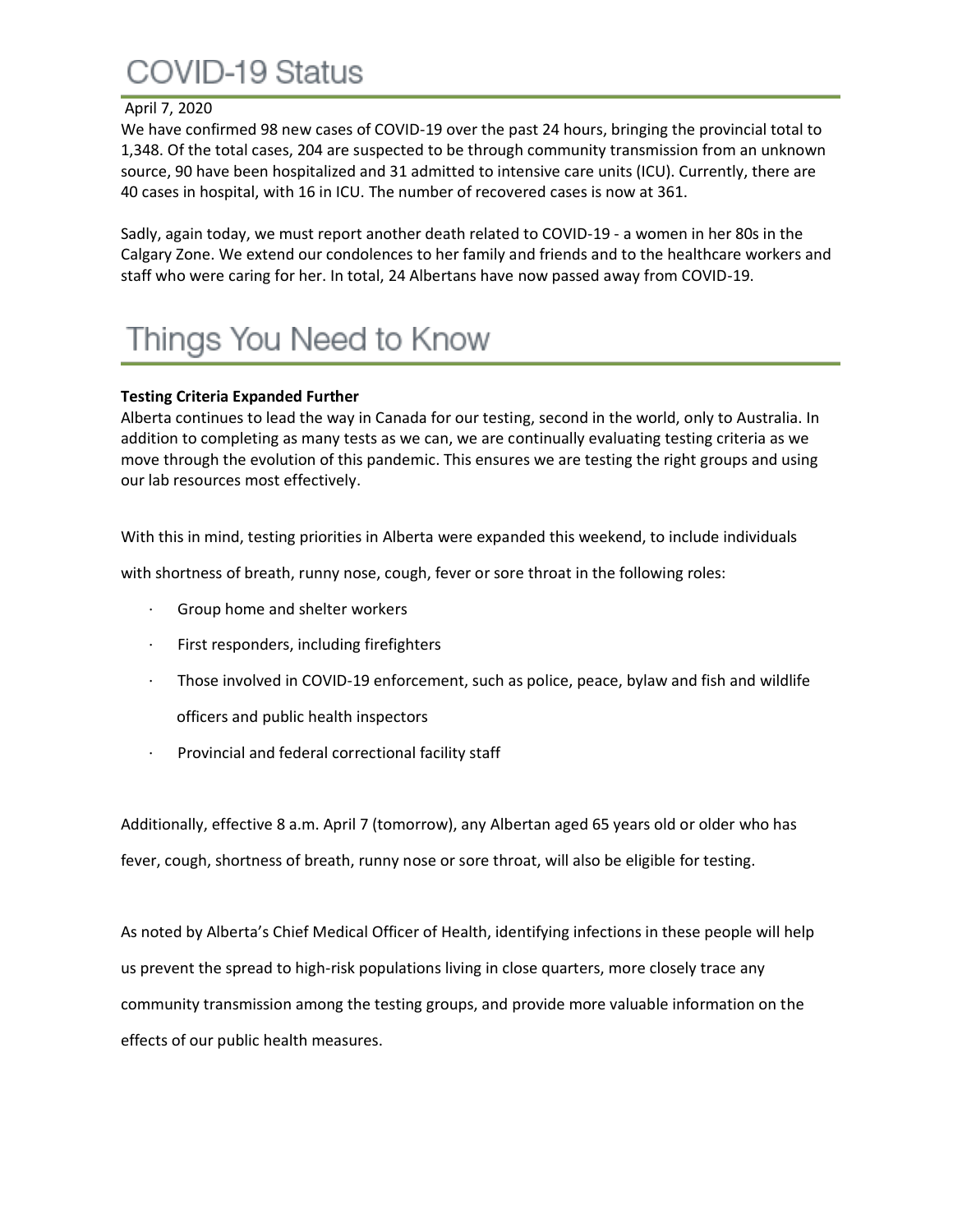# COVID-19 Status

April 7, 2020

We have confirmed 98 new cases of COVID-19 over the past 24 hours, bringing the provincial total to 1,348. Of the total cases, 204 are suspected to be through community transmission from an unknown source, 90 have been hospitalized and 31 admitted to intensive care units (ICU). Currently, there are 40 cases in hospital, with 16 in ICU. The number of recovered cases is now at 361.

Sadly, again today, we must report another death related to COVID-19 - a women in her 80s in the Calgary Zone. We extend our condolences to her family and friends and to the healthcare workers and staff who were caring for her. In total, 24 Albertans have now passed away from COVID-19.

# Things You Need to Know

**Testing Criteria Expanded Further**

Alberta continues to lead the way in Canada for our testing, second in the world, only to Australia. In addition to completing as many tests as we can, we are continually evaluating testing criteria as we move through the evolution of this pandemic. This ensures we are testing the right groups and using our lab resources most effectively.

With this in mind, testing priorities in Alberta were expanded this weekend, to include individuals with shortness of breath, runny nose, cough, fever or sore throat in the following roles:

- Group home and shelter workers
- First responders, including firefighters
- Those involved in COVID-19 enforcement, such as police, peace, bylaw and fish and wildlife officers and public health inspectors
- Provincial and federal correctional facility staff

Additionally, effective 8 a.m. April 7 (tomorrow), any Albertan aged 65 years old or older who has fever, cough, shortness of breath, runny nose or sore throat, will also be eligible for testing.

As noted by Alberta's Chief Medical Officer of Health, identifying infections in these people will help us prevent the spread to high-risk populations living in close quarters, more closely trace any community transmission among the testing groups, and provide more valuable information on the effects of our public health measures.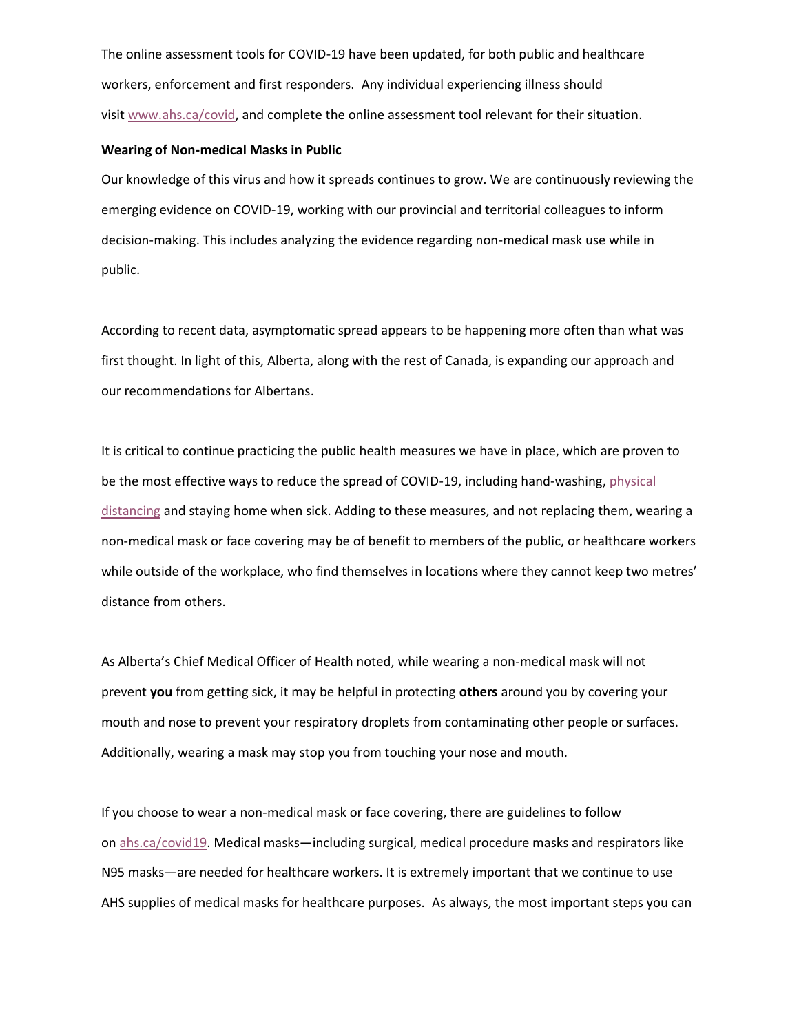The online assessment tools for COVID-19 have been updated, for both public and healthcare workers, enforcement and first responders. Any individual experiencing illness should visit [www.ahs.ca/covid](www.ahs.ca/covid), and complete the online assessment tool relevant for their situation.

**Wearing of Non-medical Masks in Public**

Our knowledge of this virus and how it spreads continues to grow. We are continuously reviewing the emerging evidence on COVID-19, working with our provincial and territorial colleagues to inform decision-making. This includes analyzing the evidence regarding non-medical mask use while in public.

According to recent data, asymptomatic spread appears to be happening more often than what was first thought. In light of this, Alberta, along with the rest of Canada, is expanding our approach and our recommendations for Albertans.

It is critical to continue practicing the public health measures we have in place, which are proven to be the most effective ways to reduce the spread of COVID-19, including hand-washing, physical distancing and staying home when sick. Adding to these measures, and not replacing them, wearing a non-medical mask or face covering may be of benefit to members of the public, or healthcare workers while outside of the workplace, who find themselves in locations where they cannot keep two metres' distance from others.

As Alberta's Chief Medical Officer of Health noted, while wearing a non-medical mask will not prevent **you** from getting sick, it may be helpful in protecting **others** around you by covering your mouth and nose to prevent your respiratory droplets from contaminating other people or surfaces. Additionally, wearing a mask may stop you from touching your nose and mouth.

If you choose to wear a non-medical mask or face covering, there are guidelines to follow on [ahs.ca/covid19](ahs.ca/covid19). Medical masks—including surgical, medical procedure masks and respirators like N95 masks—are needed for healthcare workers. It is extremely important that we continue to use AHS supplies of medical masks for healthcare purposes. As always, the most important steps you can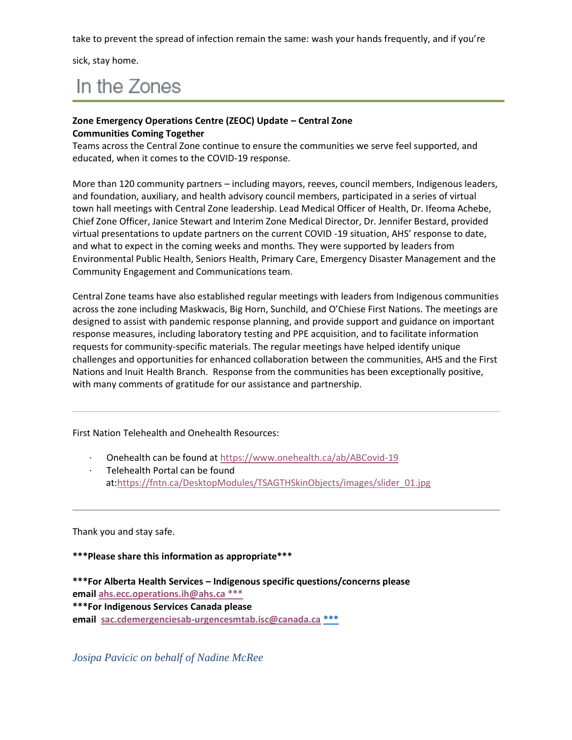take to prevent the spread of infection remain the same: wash your hands frequently, and if you're sick, stay home.

# In the Zones

**Zone Emergency Operations Centre (ZEOC) Update – Central Zone**
**Communities Coming Together**
Teams across the Central Zone continue to ensure the communities we serve feel supported, and educated, when it comes to the COVID-19 response.

More than 120 community partners – including mayors, reeves, council members, Indigenous leaders, and foundation, auxiliary, and health advisory council members, participated in a series of virtual town hall meetings with Central Zone leadership. Lead Medical Officer of Health, Dr. Ifeoma Achebe, Chief Zone Officer, Janice Stewart and Interim Zone Medical Director, Dr. Jennifer Bestard, provided virtual presentations to update partners on the current COVID -19 situation, AHS' response to date, and what to expect in the coming weeks and months. They were supported by leaders from Environmental Public Health, Seniors Health, Primary Care, Emergency Disaster Management and the Community Engagement and Communications team.

Central Zone teams have also established regular meetings with leaders from Indigenous communities across the zone including Maskwacis, Big Horn, Sunchild, and O'Chiese First Nations. The meetings are designed to assist with pandemic response planning, and provide support and guidance on important response measures, including laboratory testing and PPE acquisition, and to facilitate information requests for community-specific materials. The regular meetings have helped identify unique challenges and opportunities for enhanced collaboration between the communities, AHS and the First Nations and Inuit Health Branch. Response from the communities has been exceptionally positive, with many comments of gratitude for our assistance and partnership.

---

First Nation Telehealth and Onehealth Resources:

- Onehealth can be found at https://www.onehealth.ca/ab/ABCovid-19
- Telehealth Portal can be found at:https://fntn.ca/DesktopModules/TSAGTHSkinObjects/images/slider_01.jpg

---

Thank you and stay safe.

**\*\*\*Please share this information as appropriate\*\*\***

**\*\*\*For Alberta Health Services – Indigenous specific questions/concerns please email ahs.ecc.operations.ih@ahs.ca \*\*\***
**\*\*\*For Indigenous Services Canada please email sac.cdemergenciesab-urgencesmtab.isc@canada.ca \*\*\***

*Josipa Pavicic on behalf of Nadine McRee*